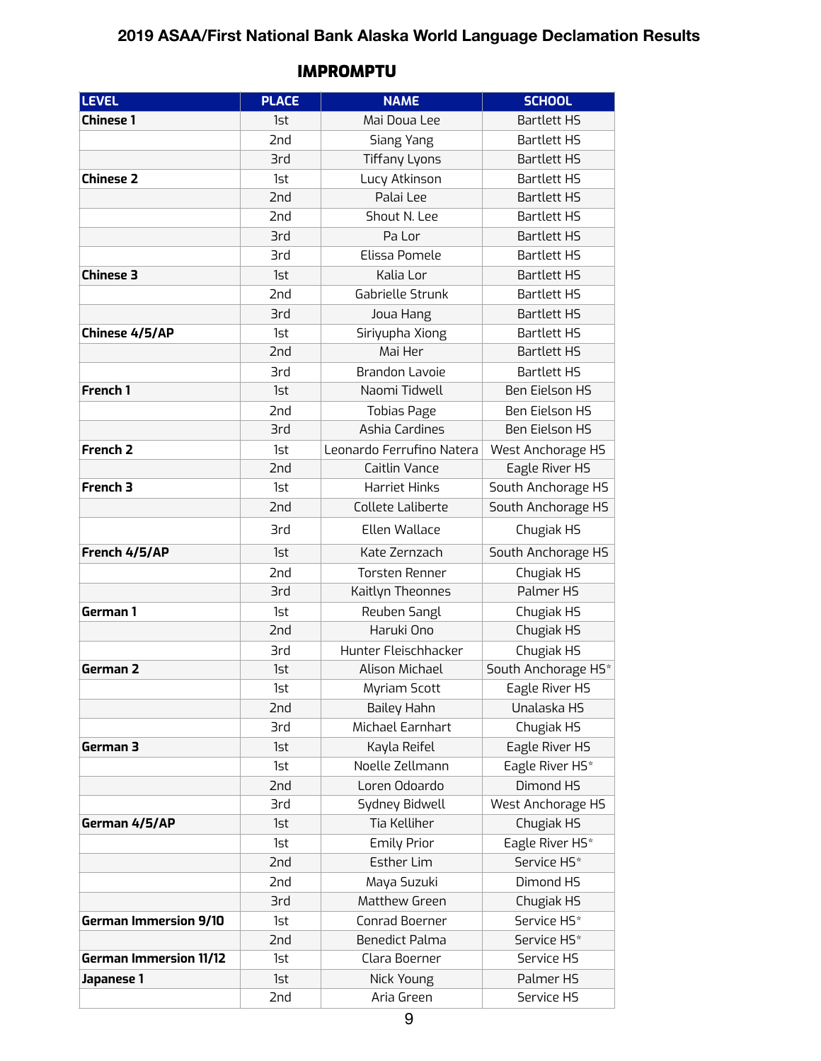## 2019 ASAA/First National Bank Alaska World Language Declamation Results

### IMPROMPTU

| LEVEL | PLACE | NAME | SCHOOL |
|---|---|---|---|
| **Chinese 1** | 1st | Mai Doua Lee | Bartlett HS |
| | 2nd | Siang Yang | Bartlett HS |
| | 3rd | Tiffany Lyons | Bartlett HS |
| **Chinese 2** | 1st | Lucy Atkinson | Bartlett HS |
| | 2nd | Palai Lee | Bartlett HS |
| | 2nd | Shout N. Lee | Bartlett HS |
| | 3rd | Pa Lor | Bartlett HS |
| | 3rd | Elissa Pomele | Bartlett HS |
| **Chinese 3** | 1st | Kalia Lor | Bartlett HS |
| | 2nd | Gabrielle Strunk | Bartlett HS |
| | 3rd | Joua Hang | Bartlett HS |
| **Chinese 4/5/AP** | 1st | Siriyupha Xiong | Bartlett HS |
| | 2nd | Mai Her | Bartlett HS |
| | 3rd | Brandon Lavoie | Bartlett HS |
| **French 1** | 1st | Naomi Tidwell | Ben Eielson HS |
| | 2nd | Tobias Page | Ben Eielson HS |
| | 3rd | Ashia Cardines | Ben Eielson HS |
| **French 2** | 1st | Leonardo Ferrufino Natera | West Anchorage HS |
| | 2nd | Caitlin Vance | Eagle River HS |
| **French 3** | 1st | Harriet Hinks | South Anchorage HS |
| | 2nd | Collete Laliberte | South Anchorage HS |
| | 3rd | Ellen Wallace | Chugiak HS |
| **French 4/5/AP** | 1st | Kate Zernzach | South Anchorage HS |
| | 2nd | Torsten Renner | Chugiak HS |
| | 3rd | Kaitlyn Theonnes | Palmer HS |
| **German 1** | 1st | Reuben Sangl | Chugiak HS |
| | 2nd | Haruki Ono | Chugiak HS |
| | 3rd | Hunter Fleischhacker | Chugiak HS |
| **German 2** | 1st | Alison Michael | South Anchorage HS* |
| | 1st | Myriam Scott | Eagle River HS |
| | 2nd | Bailey Hahn | Unalaska HS |
| | 3rd | Michael Earnhart | Chugiak HS |
| **German 3** | 1st | Kayla Reifel | Eagle River HS |
| | 1st | Noelle Zellmann | Eagle River HS* |
| | 2nd | Loren Odoardo | Dimond HS |
| | 3rd | Sydney Bidwell | West Anchorage HS |
| **German 4/5/AP** | 1st | Tia Kelliher | Chugiak HS |
| | 1st | Emily Prior | Eagle River HS* |
| | 2nd | Esther Lim | Service HS* |
| | 2nd | Maya Suzuki | Dimond HS |
| | 3rd | Matthew Green | Chugiak HS |
| **German Immersion 9/10** | 1st | Conrad Boerner | Service HS* |
| | 2nd | Benedict Palma | Service HS* |
| **German Immersion 11/12** | 1st | Clara Boerner | Service HS |
| **Japanese 1** | 1st | Nick Young | Palmer HS |
| | 2nd | Aria Green | Service HS |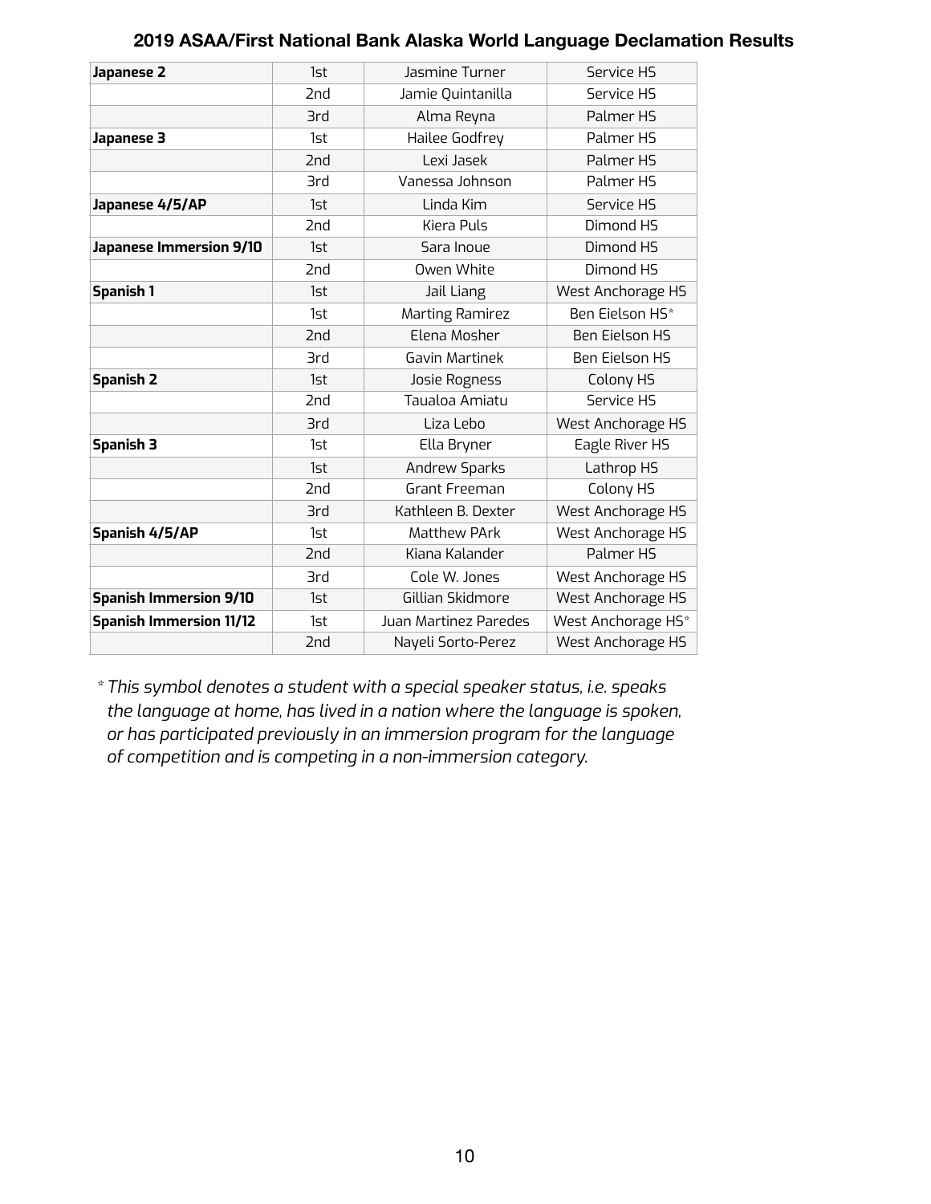## 2019 ASAA/First National Bank Alaska World Language Declamation Results

| | | | |
|---|---|---|---|
| **Japanese 2** | 1st | Jasmine Turner | Service HS |
| | 2nd | Jamie Quintanilla | Service HS |
| | 3rd | Alma Reyna | Palmer HS |
| **Japanese 3** | 1st | Hailee Godfrey | Palmer HS |
| | 2nd | Lexi Jasek | Palmer HS |
| | 3rd | Vanessa Johnson | Palmer HS |
| **Japanese 4/5/AP** | 1st | Linda Kim | Service HS |
| | 2nd | Kiera Puls | Dimond HS |
| **Japanese Immersion 9/10** | 1st | Sara Inoue | Dimond HS |
| | 2nd | Owen White | Dimond HS |
| **Spanish 1** | 1st | Jail Liang | West Anchorage HS |
| | 1st | Marting Ramirez | Ben Eielson HS* |
| | 2nd | Elena Mosher | Ben Eielson HS |
| | 3rd | Gavin Martinek | Ben Eielson HS |
| **Spanish 2** | 1st | Josie Rogness | Colony HS |
| | 2nd | Taualoa Amiatu | Service HS |
| | 3rd | Liza Lebo | West Anchorage HS |
| **Spanish 3** | 1st | Ella Bryner | Eagle River HS |
| | 1st | Andrew Sparks | Lathrop HS |
| | 2nd | Grant Freeman | Colony HS |
| | 3rd | Kathleen B. Dexter | West Anchorage HS |
| **Spanish 4/5/AP** | 1st | Matthew PArk | West Anchorage HS |
| | 2nd | Kiana Kalander | Palmer HS |
| | 3rd | Cole W. Jones | West Anchorage HS |
| **Spanish Immersion 9/10** | 1st | Gillian Skidmore | West Anchorage HS |
| **Spanish Immersion 11/12** | 1st | Juan Martinez Paredes | West Anchorage HS* |
| | 2nd | Nayeli Sorto-Perez | West Anchorage HS |

* *This symbol denotes a student with a special speaker status, i.e. speaks the language at home, has lived in a nation where the language is spoken, or has participated previously in an immersion program for the language of competition and is competing in a non-immersion category.*